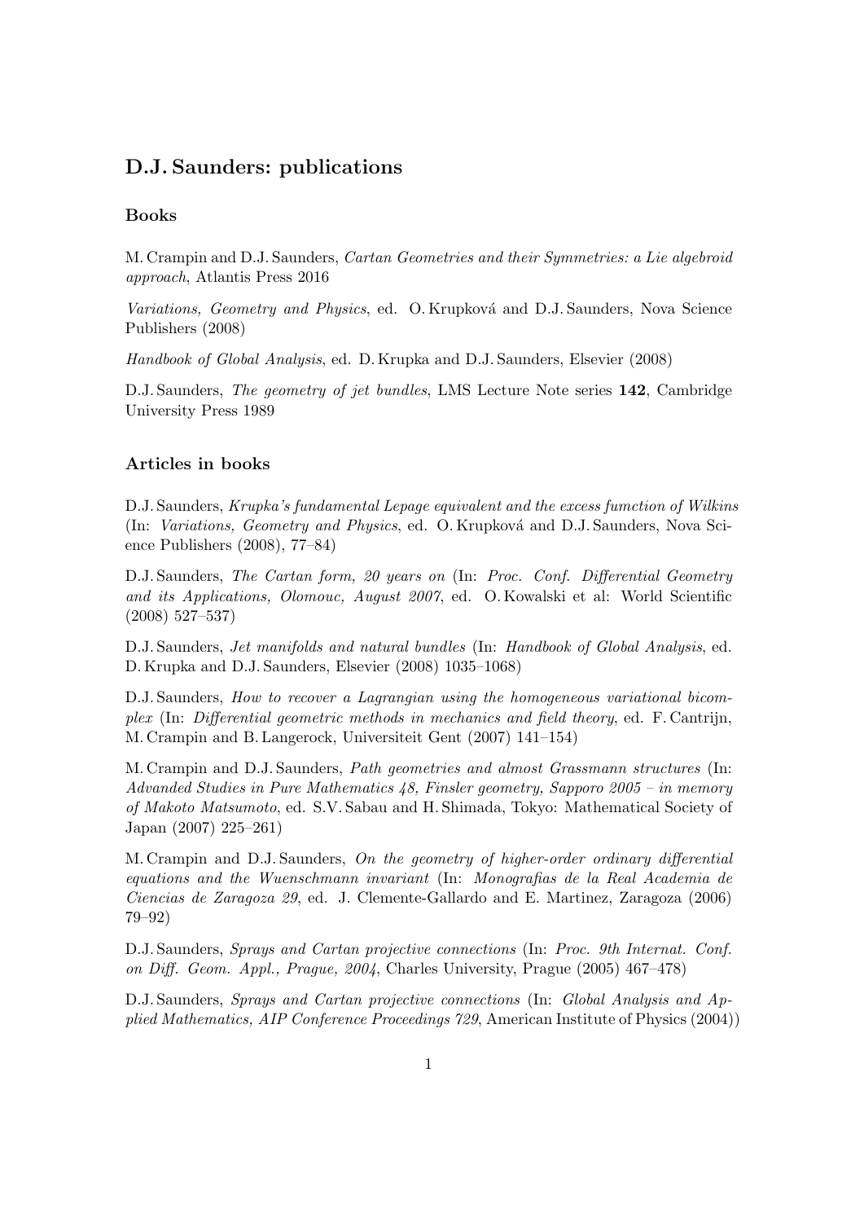## D.J. Saunders: publications

### Books

M. Crampin and D.J. Saunders, *Cartan Geometries and their Symmetries: a Lie algebroid approach*, Atlantis Press 2016

*Variations, Geometry and Physics*, ed. O. Krupková and D.J. Saunders, Nova Science Publishers (2008)

*Handbook of Global Analysis*, ed. D. Krupka and D.J. Saunders, Elsevier (2008)

D.J. Saunders, *The geometry of jet bundles*, LMS Lecture Note series **142**, Cambridge University Press 1989

### Articles in books

D.J. Saunders, *Krupka's fundamental Lepage equivalent and the excess fumction of Wilkins* (In: *Variations, Geometry and Physics*, ed. O. Krupková and D.J. Saunders, Nova Science Publishers (2008), 77–84)

D.J. Saunders, *The Cartan form, 20 years on* (In: *Proc. Conf. Differential Geometry and its Applications, Olomouc, August 2007*, ed. O. Kowalski et al: World Scientific (2008) 527–537)

D.J. Saunders, *Jet manifolds and natural bundles* (In: *Handbook of Global Analysis*, ed. D. Krupka and D.J. Saunders, Elsevier (2008) 1035–1068)

D.J. Saunders, *How to recover a Lagrangian using the homogeneous variational bicomplex* (In: *Differential geometric methods in mechanics and field theory*, ed. F. Cantrijn, M. Crampin and B. Langerock, Universiteit Gent (2007) 141–154)

M. Crampin and D.J. Saunders, *Path geometries and almost Grassmann structures* (In: *Advanded Studies in Pure Mathematics 48, Finsler geometry, Sapporo 2005 – in memory of Makoto Matsumoto*, ed. S.V. Sabau and H. Shimada, Tokyo: Mathematical Society of Japan (2007) 225–261)

M. Crampin and D.J. Saunders, *On the geometry of higher-order ordinary differential equations and the Wuenschmann invariant* (In: *Monografias de la Real Academia de Ciencias de Zaragoza 29*, ed. J. Clemente-Gallardo and E. Martinez, Zaragoza (2006) 79–92)

D.J. Saunders, *Sprays and Cartan projective connections* (In: *Proc. 9th Internat. Conf. on Diff. Geom. Appl., Prague, 2004*, Charles University, Prague (2005) 467–478)

D.J. Saunders, *Sprays and Cartan projective connections* (In: *Global Analysis and Applied Mathematics, AIP Conference Proceedings 729*, American Institute of Physics (2004))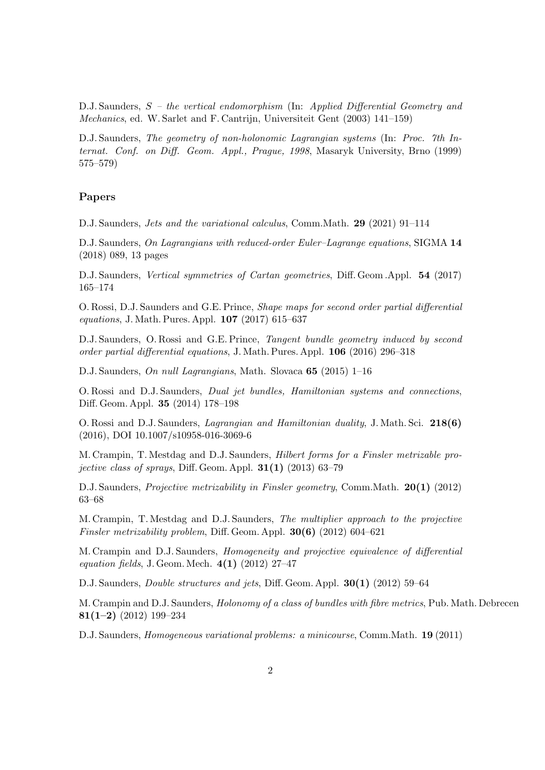D.J. Saunders, *S – the vertical endomorphism* (In: *Applied Differential Geometry and Mechanics*, ed. W. Sarlet and F. Cantrijn, Universiteit Gent (2003) 141–159)

D.J. Saunders, *The geometry of non-holonomic Lagrangian systems* (In: *Proc. 7th Internat. Conf. on Diff. Geom. Appl., Prague, 1998*, Masaryk University, Brno (1999) 575–579)

### Papers

D.J. Saunders, *Jets and the variational calculus*, Comm.Math. **29** (2021) 91–114

D.J. Saunders, *On Lagrangians with reduced-order Euler–Lagrange equations*, SIGMA **14** (2018) 089, 13 pages

D.J. Saunders, *Vertical symmetries of Cartan geometries*, Diff. Geom .Appl. **54** (2017) 165–174

O. Rossi, D.J. Saunders and G.E. Prince, *Shape maps for second order partial differential equations*, J. Math. Pures. Appl. **107** (2017) 615–637

D.J. Saunders, O. Rossi and G.E. Prince, *Tangent bundle geometry induced by second order partial differential equations*, J. Math. Pures. Appl. **106** (2016) 296–318

D.J. Saunders, *On null Lagrangians*, Math. Slovaca **65** (2015) 1–16

O. Rossi and D.J. Saunders, *Dual jet bundles, Hamiltonian systems and connections*, Diff. Geom. Appl. **35** (2014) 178–198

O. Rossi and D.J. Saunders, *Lagrangian and Hamiltonian duality*, J. Math. Sci. **218(6)** (2016), DOI 10.1007/s10958-016-3069-6

M. Crampin, T. Mestdag and D.J. Saunders, *Hilbert forms for a Finsler metrizable projective class of sprays*, Diff. Geom. Appl. **31(1)** (2013) 63–79

D.J. Saunders, *Projective metrizability in Finsler geometry*, Comm.Math. **20(1)** (2012) 63–68

M. Crampin, T. Mestdag and D.J. Saunders, *The multiplier approach to the projective Finsler metrizability problem*, Diff. Geom. Appl. **30(6)** (2012) 604–621

M. Crampin and D.J. Saunders, *Homogeneity and projective equivalence of differential equation fields*, J. Geom. Mech. **4(1)** (2012) 27–47

D.J. Saunders, *Double structures and jets*, Diff. Geom. Appl. **30(1)** (2012) 59–64

M. Crampin and D.J. Saunders, *Holonomy of a class of bundles with fibre metrics*, Pub. Math. Debrecen **81(1–2)** (2012) 199–234

D.J. Saunders, *Homogeneous variational problems: a minicourse*, Comm.Math. **19** (2011)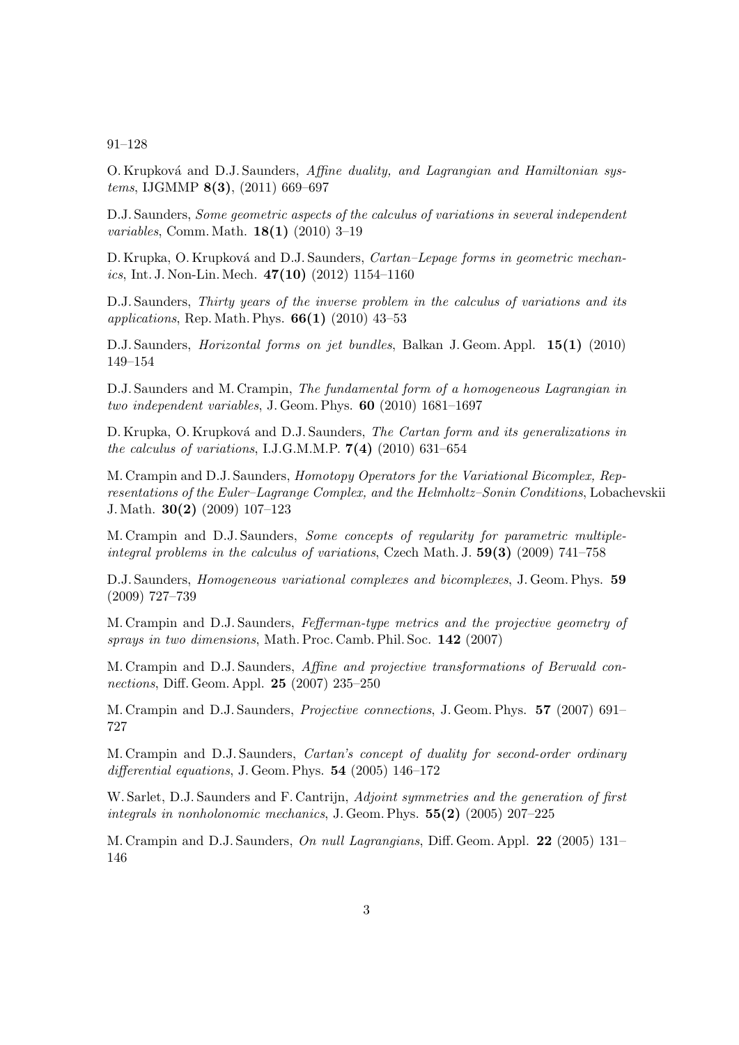91–128

O. Krupková and D.J. Saunders, *Affine duality, and Lagrangian and Hamiltonian systems*, IJGMMP **8(3)**, (2011) 669–697

D.J. Saunders, *Some geometric aspects of the calculus of variations in several independent variables*, Comm. Math. **18(1)** (2010) 3–19

D. Krupka, O. Krupková and D.J. Saunders, *Cartan–Lepage forms in geometric mechanics*, Int. J. Non-Lin. Mech. **47(10)** (2012) 1154–1160

D.J. Saunders, *Thirty years of the inverse problem in the calculus of variations and its applications*, Rep. Math. Phys. **66(1)** (2010) 43–53

D.J. Saunders, *Horizontal forms on jet bundles*, Balkan J. Geom. Appl. **15(1)** (2010) 149–154

D.J. Saunders and M. Crampin, *The fundamental form of a homogeneous Lagrangian in two independent variables*, J. Geom. Phys. **60** (2010) 1681–1697

D. Krupka, O. Krupková and D.J. Saunders, *The Cartan form and its generalizations in the calculus of variations*, I.J.G.M.M.P. **7(4)** (2010) 631–654

M. Crampin and D.J. Saunders, *Homotopy Operators for the Variational Bicomplex, Representations of the Euler–Lagrange Complex, and the Helmholtz–Sonin Conditions*, Lobachevskii J. Math. **30(2)** (2009) 107–123

M. Crampin and D.J. Saunders, *Some concepts of regularity for parametric multiple-integral problems in the calculus of variations*, Czech Math. J. **59(3)** (2009) 741–758

D.J. Saunders, *Homogeneous variational complexes and bicomplexes*, J. Geom. Phys. **59** (2009) 727–739

M. Crampin and D.J. Saunders, *Fefferman-type metrics and the projective geometry of sprays in two dimensions*, Math. Proc. Camb. Phil. Soc. **142** (2007)

M. Crampin and D.J. Saunders, *Affine and projective transformations of Berwald connections*, Diff. Geom. Appl. **25** (2007) 235–250

M. Crampin and D.J. Saunders, *Projective connections*, J. Geom. Phys. **57** (2007) 691–727

M. Crampin and D.J. Saunders, *Cartan's concept of duality for second-order ordinary differential equations*, J. Geom. Phys. **54** (2005) 146–172

W. Sarlet, D.J. Saunders and F. Cantrijn, *Adjoint symmetries and the generation of first integrals in nonholonomic mechanics*, J. Geom. Phys. **55(2)** (2005) 207–225

M. Crampin and D.J. Saunders, *On null Lagrangians*, Diff. Geom. Appl. **22** (2005) 131–146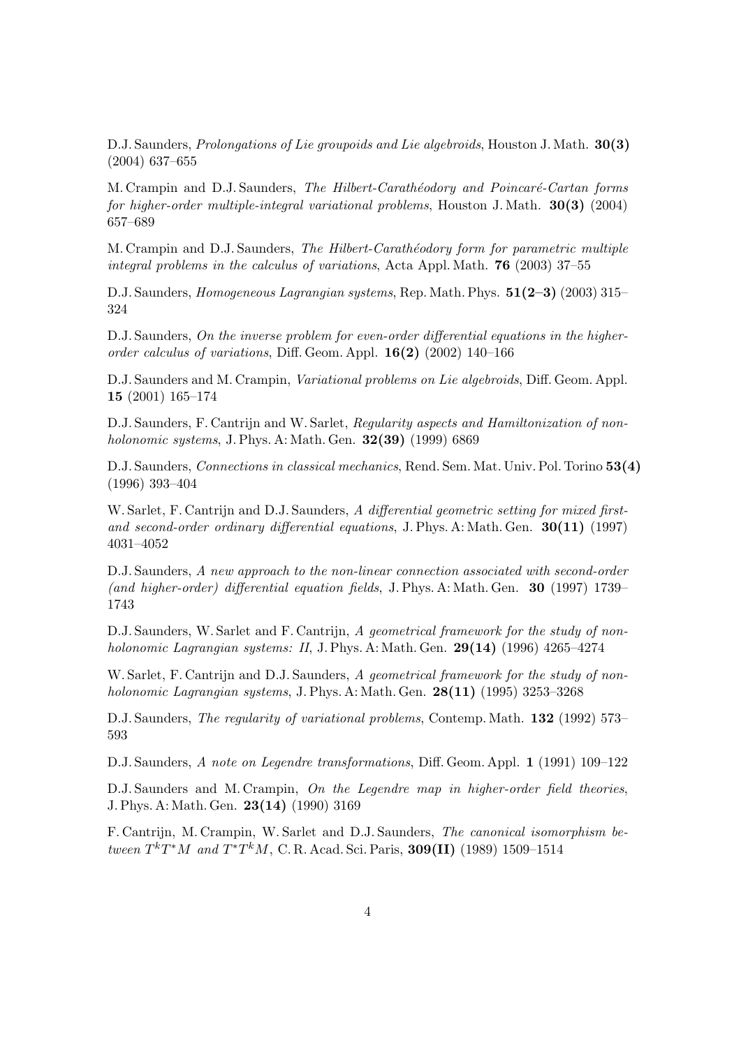D.J. Saunders, *Prolongations of Lie groupoids and Lie algebroids*, Houston J. Math. **30(3)** (2004) 637–655

M. Crampin and D.J. Saunders, *The Hilbert-Carathéodory and Poincaré-Cartan forms for higher-order multiple-integral variational problems*, Houston J. Math. **30(3)** (2004) 657–689

M. Crampin and D.J. Saunders, *The Hilbert-Carathéodory form for parametric multiple integral problems in the calculus of variations*, Acta Appl. Math. **76** (2003) 37–55

D.J. Saunders, *Homogeneous Lagrangian systems*, Rep. Math. Phys. **51(2–3)** (2003) 315–324

D.J. Saunders, *On the inverse problem for even-order differential equations in the higher-order calculus of variations*, Diff. Geom. Appl. **16(2)** (2002) 140–166

D.J. Saunders and M. Crampin, *Variational problems on Lie algebroids*, Diff. Geom. Appl. **15** (2001) 165–174

D.J. Saunders, F. Cantrijn and W. Sarlet, *Regularity aspects and Hamiltonization of nonholonomic systems*, J. Phys. A: Math. Gen. **32(39)** (1999) 6869

D.J. Saunders, *Connections in classical mechanics*, Rend. Sem. Mat. Univ. Pol. Torino **53(4)** (1996) 393–404

W. Sarlet, F. Cantrijn and D.J. Saunders, *A differential geometric setting for mixed first- and second-order ordinary differential equations*, J. Phys. A: Math. Gen. **30(11)** (1997) 4031–4052

D.J. Saunders, *A new approach to the non-linear connection associated with second-order (and higher-order) differential equation fields*, J. Phys. A: Math. Gen. **30** (1997) 1739–1743

D.J. Saunders, W. Sarlet and F. Cantrijn, *A geometrical framework for the study of nonholonomic Lagrangian systems: II*, J. Phys. A: Math. Gen. **29(14)** (1996) 4265–4274

W. Sarlet, F. Cantrijn and D.J. Saunders, *A geometrical framework for the study of nonholonomic Lagrangian systems*, J. Phys. A: Math. Gen. **28(11)** (1995) 3253–3268

D.J. Saunders, *The regularity of variational problems*, Contemp. Math. **132** (1992) 573–593

D.J. Saunders, *A note on Legendre transformations*, Diff. Geom. Appl. **1** (1991) 109–122

D.J. Saunders and M. Crampin, *On the Legendre map in higher-order field theories*, J. Phys. A: Math. Gen. **23(14)** (1990) 3169

F. Cantrijn, M. Crampin, W. Sarlet and D.J. Saunders, *The canonical isomorphism between $T^kT^*M$ and $T^*T^kM$*, C. R. Acad. Sci. Paris, **309(II)** (1989) 1509–1514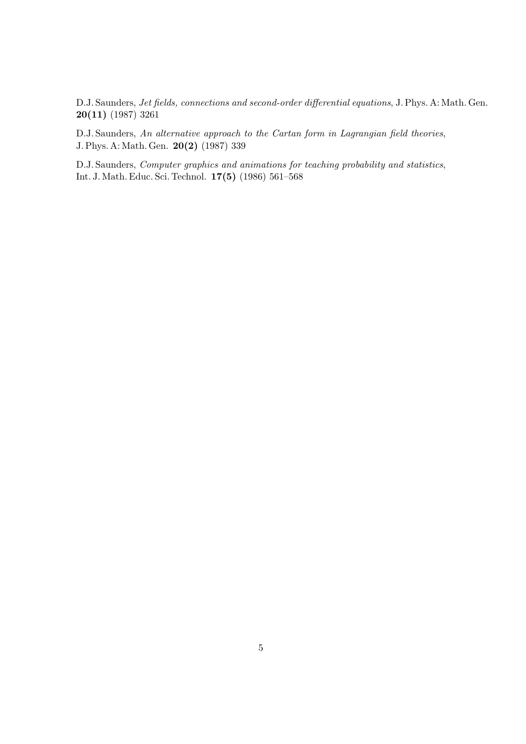D.J. Saunders, *Jet fields, connections and second-order differential equations*, J. Phys. A: Math. Gen. **20(11)** (1987) 3261

D.J. Saunders, *An alternative approach to the Cartan form in Lagrangian field theories*, J. Phys. A: Math. Gen. **20(2)** (1987) 339

D.J. Saunders, *Computer graphics and animations for teaching probability and statistics*, Int. J. Math. Educ. Sci. Technol. **17(5)** (1986) 561–568